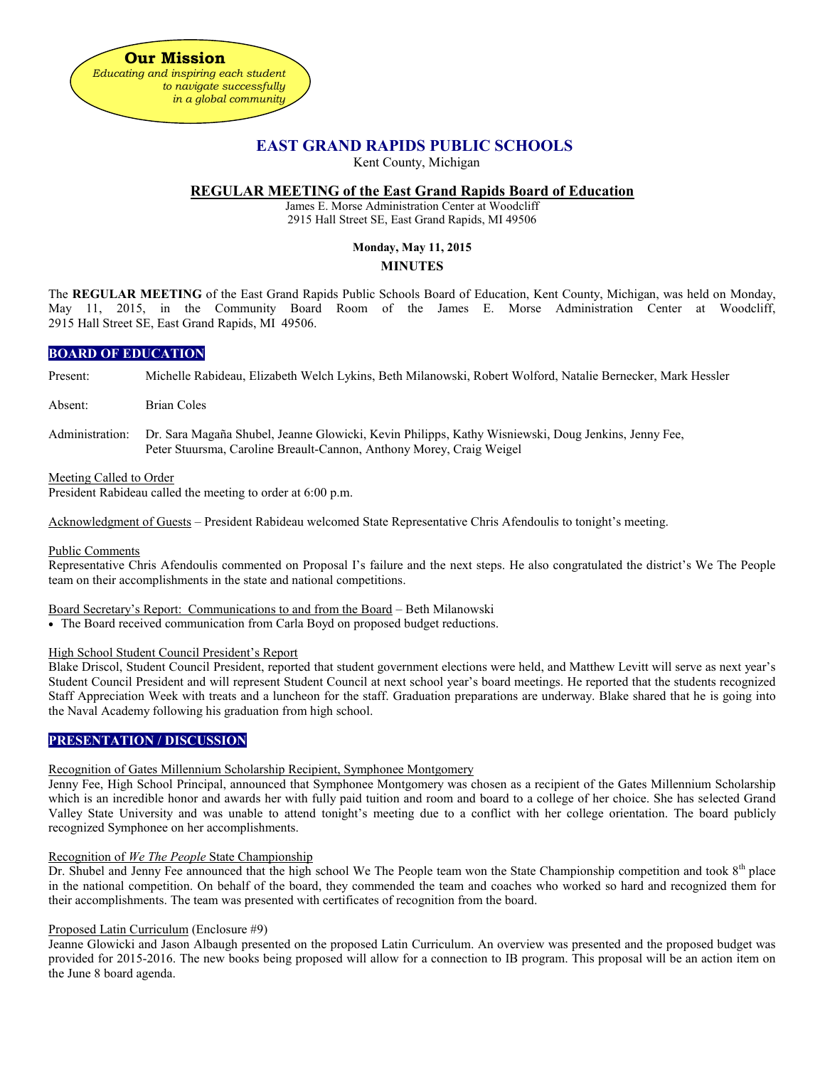**Our Mission**
*Educating and inspiring each student to navigate successfully in a global community*

# EAST GRAND RAPIDS PUBLIC SCHOOLS

Kent County, Michigan

## REGULAR MEETING of the East Grand Rapids Board of Education

James E. Morse Administration Center at Woodcliff
2915 Hall Street SE, East Grand Rapids, MI 49506

**Monday, May 11, 2015**

**MINUTES**

The **REGULAR MEETING** of the East Grand Rapids Public Schools Board of Education, Kent County, Michigan, was held on Monday, May 11, 2015, in the Community Board Room of the James E. Morse Administration Center at Woodcliff, 2915 Hall Street SE, East Grand Rapids, MI 49506.

### BOARD OF EDUCATION

Present: Michelle Rabideau, Elizabeth Welch Lykins, Beth Milanowski, Robert Wolford, Natalie Bernecker, Mark Hessler

Absent: Brian Coles

Administration: Dr. Sara Magaña Shubel, Jeanne Glowicki, Kevin Philipps, Kathy Wisniewski, Doug Jenkins, Jenny Fee, Peter Stuursma, Caroline Breault-Cannon, Anthony Morey, Craig Weigel

Meeting Called to Order
President Rabideau called the meeting to order at 6:00 p.m.

Acknowledgment of Guests – President Rabideau welcomed State Representative Chris Afendoulis to tonight's meeting.

Public Comments
Representative Chris Afendoulis commented on Proposal I's failure and the next steps. He also congratulated the district's We The People team on their accomplishments in the state and national competitions.

Board Secretary's Report: Communications to and from the Board – Beth Milanowski

- The Board received communication from Carla Boyd on proposed budget reductions.

High School Student Council President's Report
Blake Driscol, Student Council President, reported that student government elections were held, and Matthew Levitt will serve as next year's Student Council President and will represent Student Council at next school year's board meetings. He reported that the students recognized Staff Appreciation Week with treats and a luncheon for the staff. Graduation preparations are underway. Blake shared that he is going into the Naval Academy following his graduation from high school.

### PRESENTATION / DISCUSSION

Recognition of Gates Millennium Scholarship Recipient, Symphonee Montgomery
Jenny Fee, High School Principal, announced that Symphonee Montgomery was chosen as a recipient of the Gates Millennium Scholarship which is an incredible honor and awards her with fully paid tuition and room and board to a college of her choice. She has selected Grand Valley State University and was unable to attend tonight's meeting due to a conflict with her college orientation. The board publicly recognized Symphonee on her accomplishments.

Recognition of *We The People* State Championship
Dr. Shubel and Jenny Fee announced that the high school We The People team won the State Championship competition and took 8th place in the national competition. On behalf of the board, they commended the team and coaches who worked so hard and recognized them for their accomplishments. The team was presented with certificates of recognition from the board.

Proposed Latin Curriculum (Enclosure #9)
Jeanne Glowicki and Jason Albaugh presented on the proposed Latin Curriculum. An overview was presented and the proposed budget was provided for 2015-2016. The new books being proposed will allow for a connection to IB program. This proposal will be an action item on the June 8 board agenda.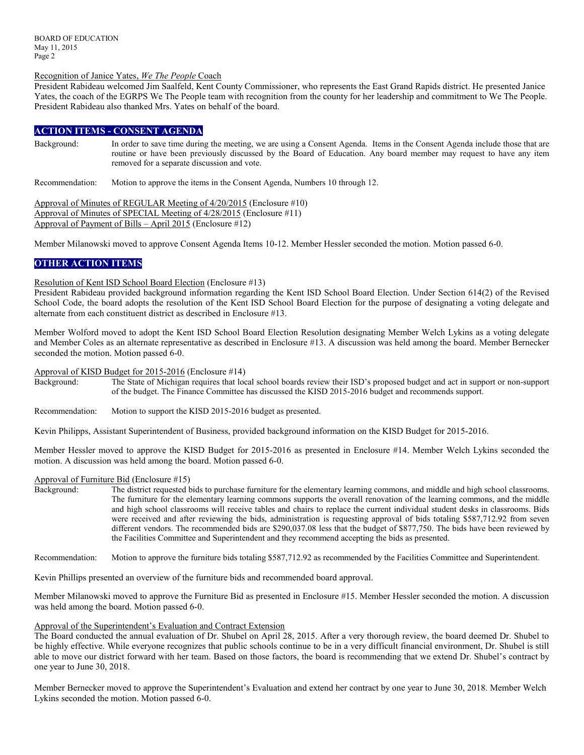Recognition of Janice Yates, *We The People* Coach

President Rabideau welcomed Jim Saalfeld, Kent County Commissioner, who represents the East Grand Rapids district. He presented Janice Yates, the coach of the EGRPS We The People team with recognition from the county for her leadership and commitment to We The People. President Rabideau also thanked Mrs. Yates on behalf of the board.

## ACTION ITEMS - CONSENT AGENDA

Background: In order to save time during the meeting, we are using a Consent Agenda. Items in the Consent Agenda include those that are routine or have been previously discussed by the Board of Education. Any board member may request to have any item removed for a separate discussion and vote.

Recommendation: Motion to approve the items in the Consent Agenda, Numbers 10 through 12.

Approval of Minutes of REGULAR Meeting of 4/20/2015 (Enclosure #10)
Approval of Minutes of SPECIAL Meeting of 4/28/2015 (Enclosure #11)
Approval of Payment of Bills – April 2015 (Enclosure #12)

Member Milanowski moved to approve Consent Agenda Items 10-12. Member Hessler seconded the motion. Motion passed 6-0.

## OTHER ACTION ITEMS

Resolution of Kent ISD School Board Election (Enclosure #13)

President Rabideau provided background information regarding the Kent ISD School Board Election. Under Section 614(2) of the Revised School Code, the board adopts the resolution of the Kent ISD School Board Election for the purpose of designating a voting delegate and alternate from each constituent district as described in Enclosure #13.

Member Wolford moved to adopt the Kent ISD School Board Election Resolution designating Member Welch Lykins as a voting delegate and Member Coles as an alternate representative as described in Enclosure #13. A discussion was held among the board. Member Bernecker seconded the motion. Motion passed 6-0.

Approval of KISD Budget for 2015-2016 (Enclosure #14)

Background: The State of Michigan requires that local school boards review their ISD's proposed budget and act in support or non-support of the budget. The Finance Committee has discussed the KISD 2015-2016 budget and recommends support.

Recommendation: Motion to support the KISD 2015-2016 budget as presented.

Kevin Philipps, Assistant Superintendent of Business, provided background information on the KISD Budget for 2015-2016.

Member Hessler moved to approve the KISD Budget for 2015-2016 as presented in Enclosure #14. Member Welch Lykins seconded the motion. A discussion was held among the board. Motion passed 6-0.

Approval of Furniture Bid (Enclosure #15)

Background: The district requested bids to purchase furniture for the elementary learning commons, and middle and high school classrooms. The furniture for the elementary learning commons supports the overall renovation of the learning commons, and the middle and high school classrooms will receive tables and chairs to replace the current individual student desks in classrooms. Bids were received and after reviewing the bids, administration is requesting approval of bids totaling $587,712.92 from seven different vendors. The recommended bids are $290,037.08 less that the budget of $877,750. The bids have been reviewed by the Facilities Committee and Superintendent and they recommend accepting the bids as presented.

Recommendation: Motion to approve the furniture bids totaling $587,712.92 as recommended by the Facilities Committee and Superintendent.

Kevin Phillips presented an overview of the furniture bids and recommended board approval.

Member Milanowski moved to approve the Furniture Bid as presented in Enclosure #15. Member Hessler seconded the motion. A discussion was held among the board. Motion passed 6-0.

Approval of the Superintendent's Evaluation and Contract Extension

The Board conducted the annual evaluation of Dr. Shubel on April 28, 2015. After a very thorough review, the board deemed Dr. Shubel to be highly effective. While everyone recognizes that public schools continue to be in a very difficult financial environment, Dr. Shubel is still able to move our district forward with her team. Based on those factors, the board is recommending that we extend Dr. Shubel's contract by one year to June 30, 2018.

Member Bernecker moved to approve the Superintendent's Evaluation and extend her contract by one year to June 30, 2018. Member Welch Lykins seconded the motion. Motion passed 6-0.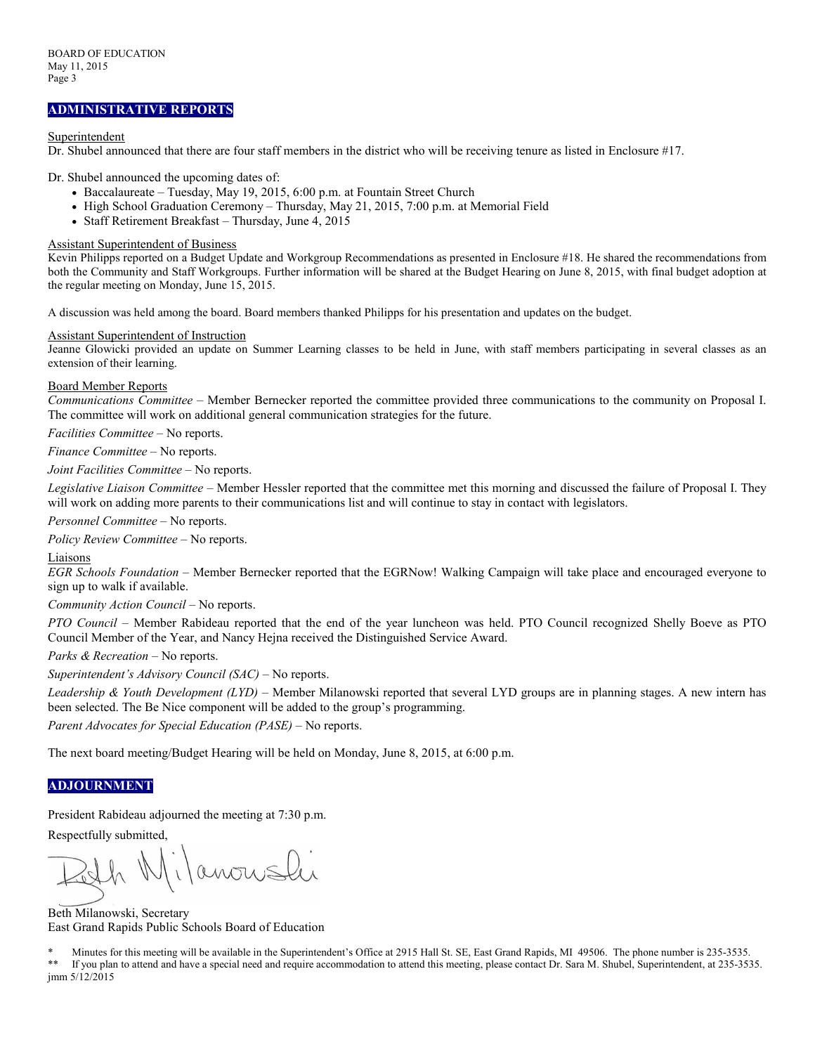## ADMINISTRATIVE REPORTS

Superintendent

Dr. Shubel announced that there are four staff members in the district who will be receiving tenure as listed in Enclosure #17.

Dr. Shubel announced the upcoming dates of:

- Baccalaureate – Tuesday, May 19, 2015, 6:00 p.m. at Fountain Street Church
- High School Graduation Ceremony – Thursday, May 21, 2015, 7:00 p.m. at Memorial Field
- Staff Retirement Breakfast – Thursday, June 4, 2015

Assistant Superintendent of Business

Kevin Philipps reported on a Budget Update and Workgroup Recommendations as presented in Enclosure #18. He shared the recommendations from both the Community and Staff Workgroups. Further information will be shared at the Budget Hearing on June 8, 2015, with final budget adoption at the regular meeting on Monday, June 15, 2015.

A discussion was held among the board. Board members thanked Philipps for his presentation and updates on the budget.

Assistant Superintendent of Instruction

Jeanne Glowicki provided an update on Summer Learning classes to be held in June, with staff members participating in several classes as an extension of their learning.

Board Member Reports

*Communications Committee* – Member Bernecker reported the committee provided three communications to the community on Proposal I. The committee will work on additional general communication strategies for the future.

*Facilities Committee* – No reports.

*Finance Committee* – No reports.

*Joint Facilities Committee* – No reports.

*Legislative Liaison Committee* – Member Hessler reported that the committee met this morning and discussed the failure of Proposal I. They will work on adding more parents to their communications list and will continue to stay in contact with legislators.

*Personnel Committee* – No reports.

*Policy Review Committee* – No reports.

Liaisons

*EGR Schools Foundation* – Member Bernecker reported that the EGRNow! Walking Campaign will take place and encouraged everyone to sign up to walk if available.

*Community Action Council* – No reports.

*PTO Council* – Member Rabideau reported that the end of the year luncheon was held. PTO Council recognized Shelly Boeve as PTO Council Member of the Year, and Nancy Hejna received the Distinguished Service Award.

*Parks & Recreation* – No reports.

*Superintendent's Advisory Council (SAC)* – No reports.

*Leadership & Youth Development (LYD)* – Member Milanowski reported that several LYD groups are in planning stages. A new intern has been selected. The Be Nice component will be added to the group's programming.

*Parent Advocates for Special Education (PASE)* – No reports.

The next board meeting/Budget Hearing will be held on Monday, June 8, 2015, at 6:00 p.m.

## ADJOURNMENT

President Rabideau adjourned the meeting at 7:30 p.m.

Respectfully submitted,

Beth Milanowski

Beth Milanowski, Secretary
East Grand Rapids Public Schools Board of Education

\* Minutes for this meeting will be available in the Superintendent's Office at 2915 Hall St. SE, East Grand Rapids, MI 49506. The phone number is 235-3535.

\*\* If you plan to attend and have a special need and require accommodation to attend this meeting, please contact Dr. Sara M. Shubel, Superintendent, at 235-3535.

jmm 5/12/2015